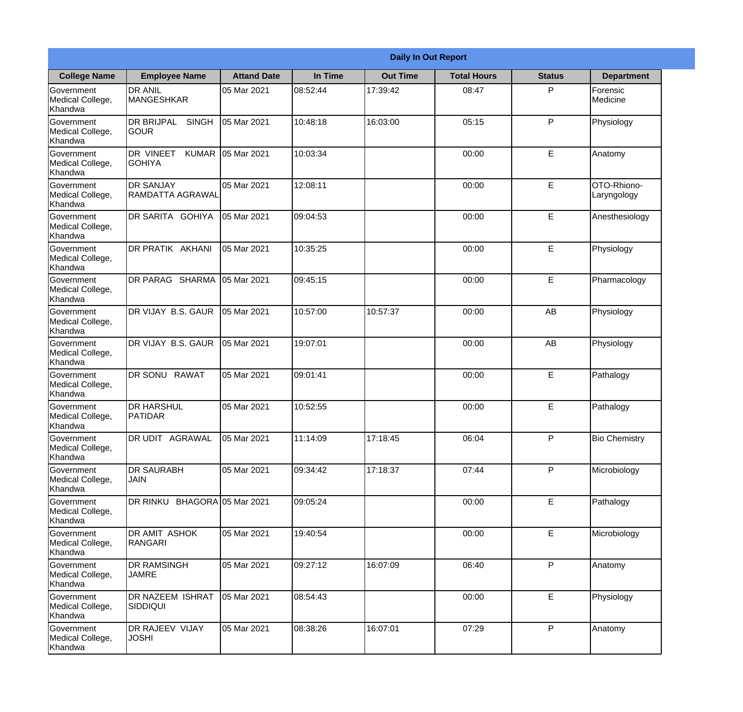# Daily In Out Report

| College Name | Employee Name | Attand Date | In Time | Out Time | Total Hours | Status | Department |
|---|---|---|---|---|---|---|---|
| Government Medical College, Khandwa | DR ANIL MANGESHKAR | 05 Mar 2021 | 08:52:44 | 17:39:42 | 08:47 | P | Forensic Medicine |
| Government Medical College, Khandwa | DR BRIJPAL SINGH GOUR | 05 Mar 2021 | 10:48:18 | 16:03:00 | 05:15 | P | Physiology |
| Government Medical College, Khandwa | DR VINEET KUMAR GOHIYA | 05 Mar 2021 | 10:03:34 | | 00:00 | E | Anatomy |
| Government Medical College, Khandwa | DR SANJAY RAMDATTA AGRAWAL | 05 Mar 2021 | 12:08:11 | | 00:00 | E | OTO-Rhiono-Laryngology |
| Government Medical College, Khandwa | DR SARITA GOHIYA | 05 Mar 2021 | 09:04:53 | | 00:00 | E | Anesthesiology |
| Government Medical College, Khandwa | DR PRATIK AKHANI | 05 Mar 2021 | 10:35:25 | | 00:00 | E | Physiology |
| Government Medical College, Khandwa | DR PARAG SHARMA | 05 Mar 2021 | 09:45:15 | | 00:00 | E | Pharmacology |
| Government Medical College, Khandwa | DR VIJAY B.S. GAUR | 05 Mar 2021 | 10:57:00 | 10:57:37 | 00:00 | AB | Physiology |
| Government Medical College, Khandwa | DR VIJAY B.S. GAUR | 05 Mar 2021 | 19:07:01 | | 00:00 | AB | Physiology |
| Government Medical College, Khandwa | DR SONU RAWAT | 05 Mar 2021 | 09:01:41 | | 00:00 | E | Pathalogy |
| Government Medical College, Khandwa | DR HARSHUL PATIDAR | 05 Mar 2021 | 10:52:55 | | 00:00 | E | Pathalogy |
| Government Medical College, Khandwa | DR UDIT AGRAWAL | 05 Mar 2021 | 11:14:09 | 17:18:45 | 06:04 | P | Bio Chemistry |
| Government Medical College, Khandwa | DR SAURABH JAIN | 05 Mar 2021 | 09:34:42 | 17:18:37 | 07:44 | P | Microbiology |
| Government Medical College, Khandwa | DR RINKU BHAGORA | 05 Mar 2021 | 09:05:24 | | 00:00 | E | Pathalogy |
| Government Medical College, Khandwa | DR AMIT ASHOK RANGARI | 05 Mar 2021 | 19:40:54 | | 00:00 | E | Microbiology |
| Government Medical College, Khandwa | DR RAMSINGH JAMRE | 05 Mar 2021 | 09:27:12 | 16:07:09 | 06:40 | P | Anatomy |
| Government Medical College, Khandwa | DR NAZEEM ISHRAT SIDDIQUI | 05 Mar 2021 | 08:54:43 | | 00:00 | E | Physiology |
| Government Medical College, Khandwa | DR RAJEEV VIJAY JOSHI | 05 Mar 2021 | 08:38:26 | 16:07:01 | 07:29 | P | Anatomy |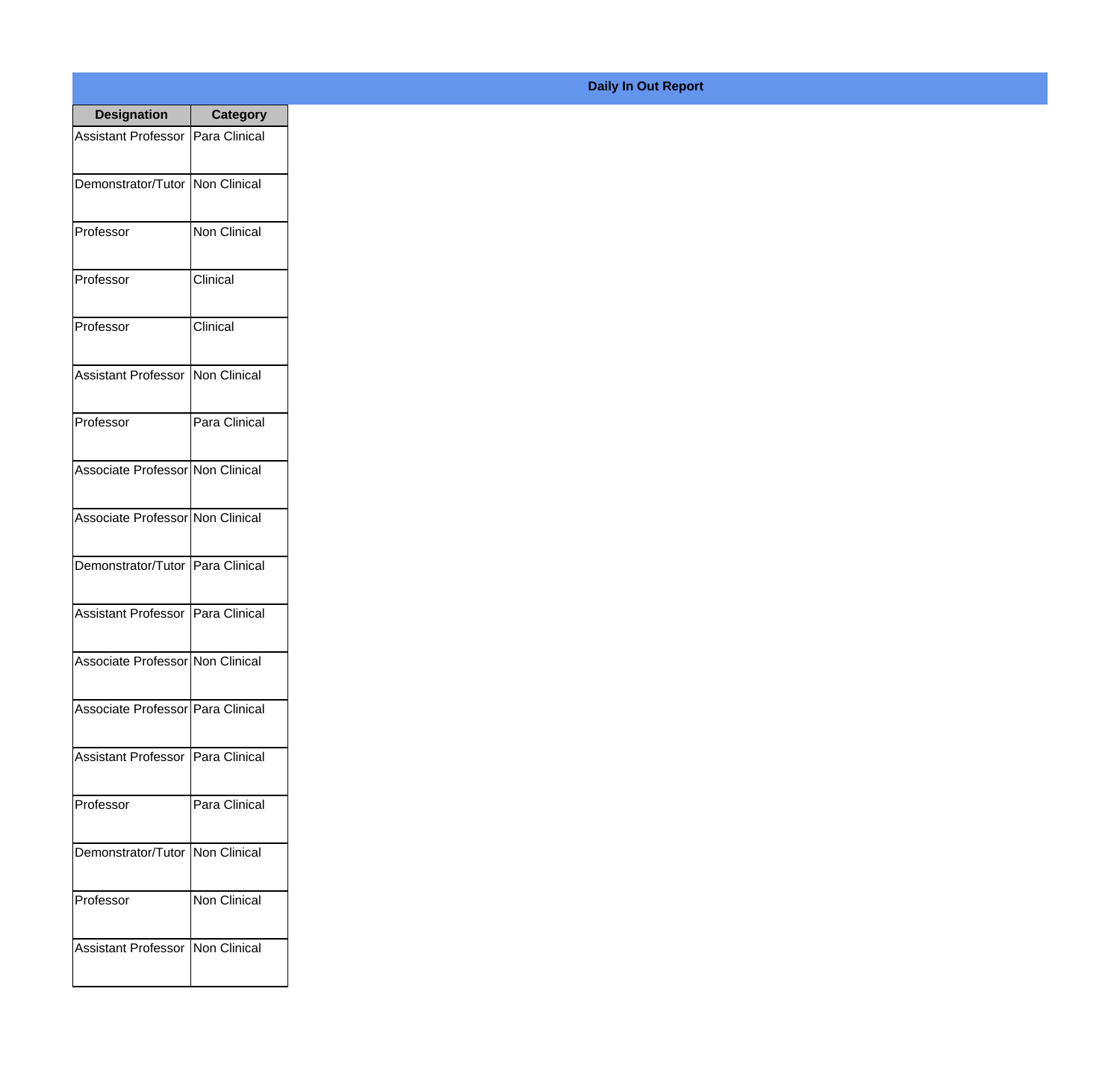**Daily In Out Report**

| Designation | Category |
| --- | --- |
| Assistant Professor | Para Clinical |
| Demonstrator/Tutor | Non Clinical |
| Professor | Non Clinical |
| Professor | Clinical |
| Professor | Clinical |
| Assistant Professor | Non Clinical |
| Professor | Para Clinical |
| Associate Professor | Non Clinical |
| Associate Professor | Non Clinical |
| Demonstrator/Tutor | Para Clinical |
| Assistant Professor | Para Clinical |
| Associate Professor | Non Clinical |
| Associate Professor | Para Clinical |
| Assistant Professor | Para Clinical |
| Professor | Para Clinical |
| Demonstrator/Tutor | Non Clinical |
| Professor | Non Clinical |
| Assistant Professor | Non Clinical |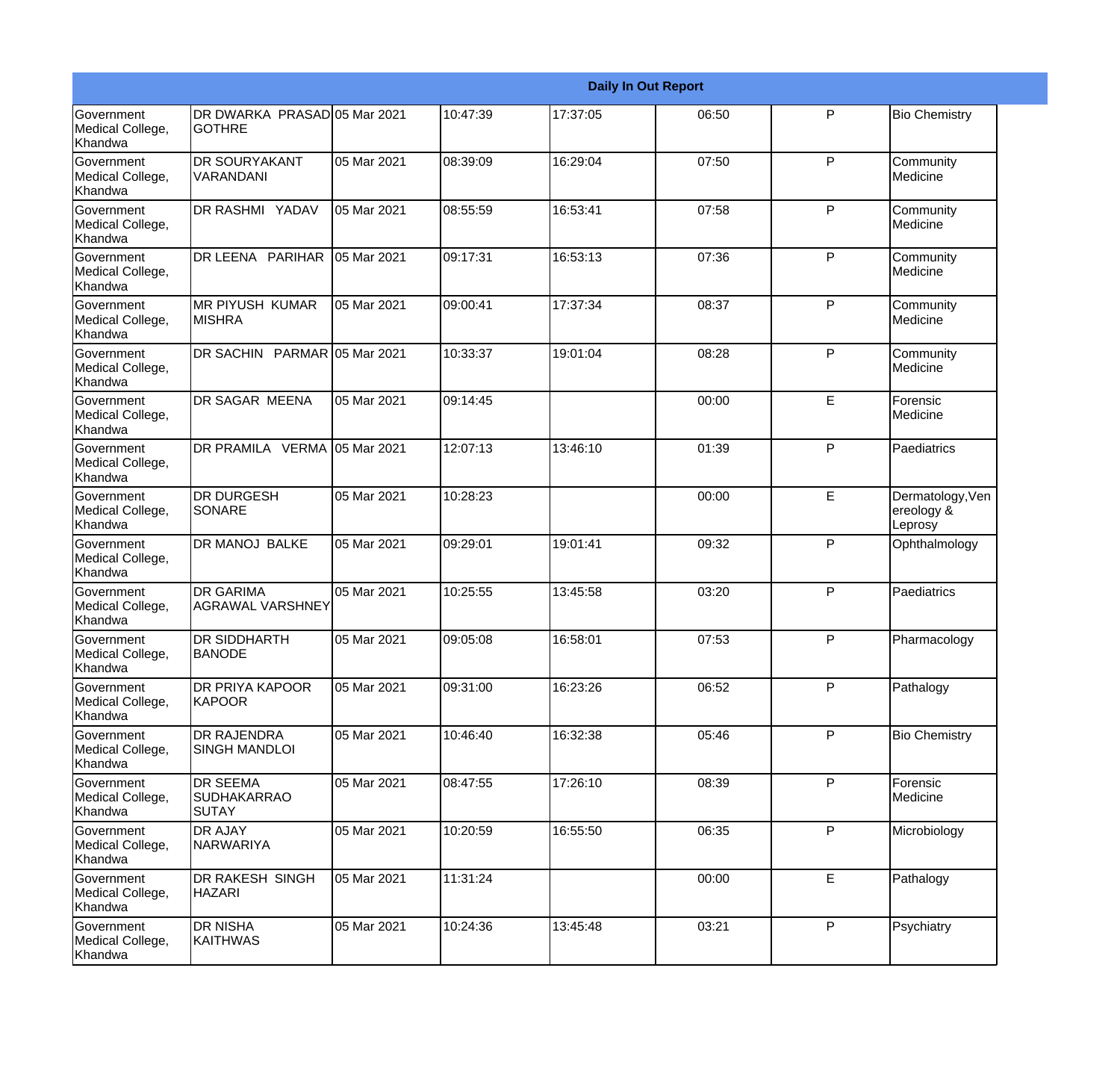| Daily In Out Report | | | | | | | |
|---|---|---|---|---|---|---|---|
| Government Medical College, Khandwa | DR DWARKA PRASAD GOTHRE | 05 Mar 2021 | 10:47:39 | 17:37:05 | 06:50 | P | Bio Chemistry |
| Government Medical College, Khandwa | DR SOURYAKANT VARANDANI | 05 Mar 2021 | 08:39:09 | 16:29:04 | 07:50 | P | Community Medicine |
| Government Medical College, Khandwa | DR RASHMI YADAV | 05 Mar 2021 | 08:55:59 | 16:53:41 | 07:58 | P | Community Medicine |
| Government Medical College, Khandwa | DR LEENA PARIHAR | 05 Mar 2021 | 09:17:31 | 16:53:13 | 07:36 | P | Community Medicine |
| Government Medical College, Khandwa | MR PIYUSH KUMAR MISHRA | 05 Mar 2021 | 09:00:41 | 17:37:34 | 08:37 | P | Community Medicine |
| Government Medical College, Khandwa | DR SACHIN PARMAR | 05 Mar 2021 | 10:33:37 | 19:01:04 | 08:28 | P | Community Medicine |
| Government Medical College, Khandwa | DR SAGAR MEENA | 05 Mar 2021 | 09:14:45 | | 00:00 | E | Forensic Medicine |
| Government Medical College, Khandwa | DR PRAMILA VERMA | 05 Mar 2021 | 12:07:13 | 13:46:10 | 01:39 | P | Paediatrics |
| Government Medical College, Khandwa | DR DURGESH SONARE | 05 Mar 2021 | 10:28:23 | | 00:00 | E | Dermatology,Venereology & Leprosy |
| Government Medical College, Khandwa | DR MANOJ BALKE | 05 Mar 2021 | 09:29:01 | 19:01:41 | 09:32 | P | Ophthalmology |
| Government Medical College, Khandwa | DR GARIMA AGRAWAL VARSHNEY | 05 Mar 2021 | 10:25:55 | 13:45:58 | 03:20 | P | Paediatrics |
| Government Medical College, Khandwa | DR SIDDHARTH BANODE | 05 Mar 2021 | 09:05:08 | 16:58:01 | 07:53 | P | Pharmacology |
| Government Medical College, Khandwa | DR PRIYA KAPOOR KAPOOR | 05 Mar 2021 | 09:31:00 | 16:23:26 | 06:52 | P | Pathalogy |
| Government Medical College, Khandwa | DR RAJENDRA SINGH MANDLOI | 05 Mar 2021 | 10:46:40 | 16:32:38 | 05:46 | P | Bio Chemistry |
| Government Medical College, Khandwa | DR SEEMA SUDHAKARRAO SUTAY | 05 Mar 2021 | 08:47:55 | 17:26:10 | 08:39 | P | Forensic Medicine |
| Government Medical College, Khandwa | DR AJAY NARWARIYA | 05 Mar 2021 | 10:20:59 | 16:55:50 | 06:35 | P | Microbiology |
| Government Medical College, Khandwa | DR RAKESH SINGH HAZARI | 05 Mar 2021 | 11:31:24 | | 00:00 | E | Pathalogy |
| Government Medical College, Khandwa | DR NISHA KAITHWAS | 05 Mar 2021 | 10:24:36 | 13:45:48 | 03:21 | P | Psychiatry |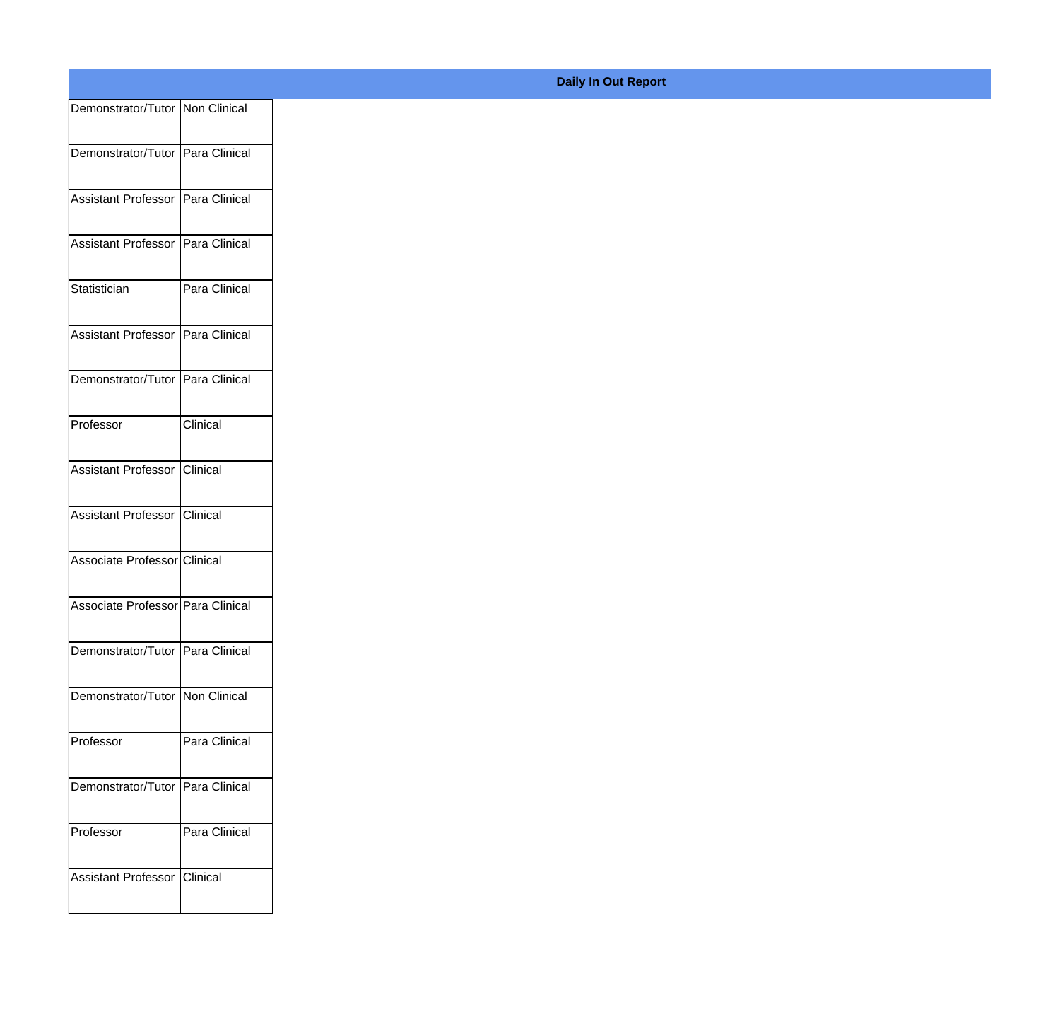**Daily In Out Report**

| | |
|---|---|
| Demonstrator/Tutor | Non Clinical |
| Demonstrator/Tutor | Para Clinical |
| Assistant Professor | Para Clinical |
| Assistant Professor | Para Clinical |
| Statistician | Para Clinical |
| Assistant Professor | Para Clinical |
| Demonstrator/Tutor | Para Clinical |
| Professor | Clinical |
| Assistant Professor | Clinical |
| Assistant Professor | Clinical |
| Associate Professor | Clinical |
| Associate Professor | Para Clinical |
| Demonstrator/Tutor | Para Clinical |
| Demonstrator/Tutor | Non Clinical |
| Professor | Para Clinical |
| Demonstrator/Tutor | Para Clinical |
| Professor | Para Clinical |
| Assistant Professor | Clinical |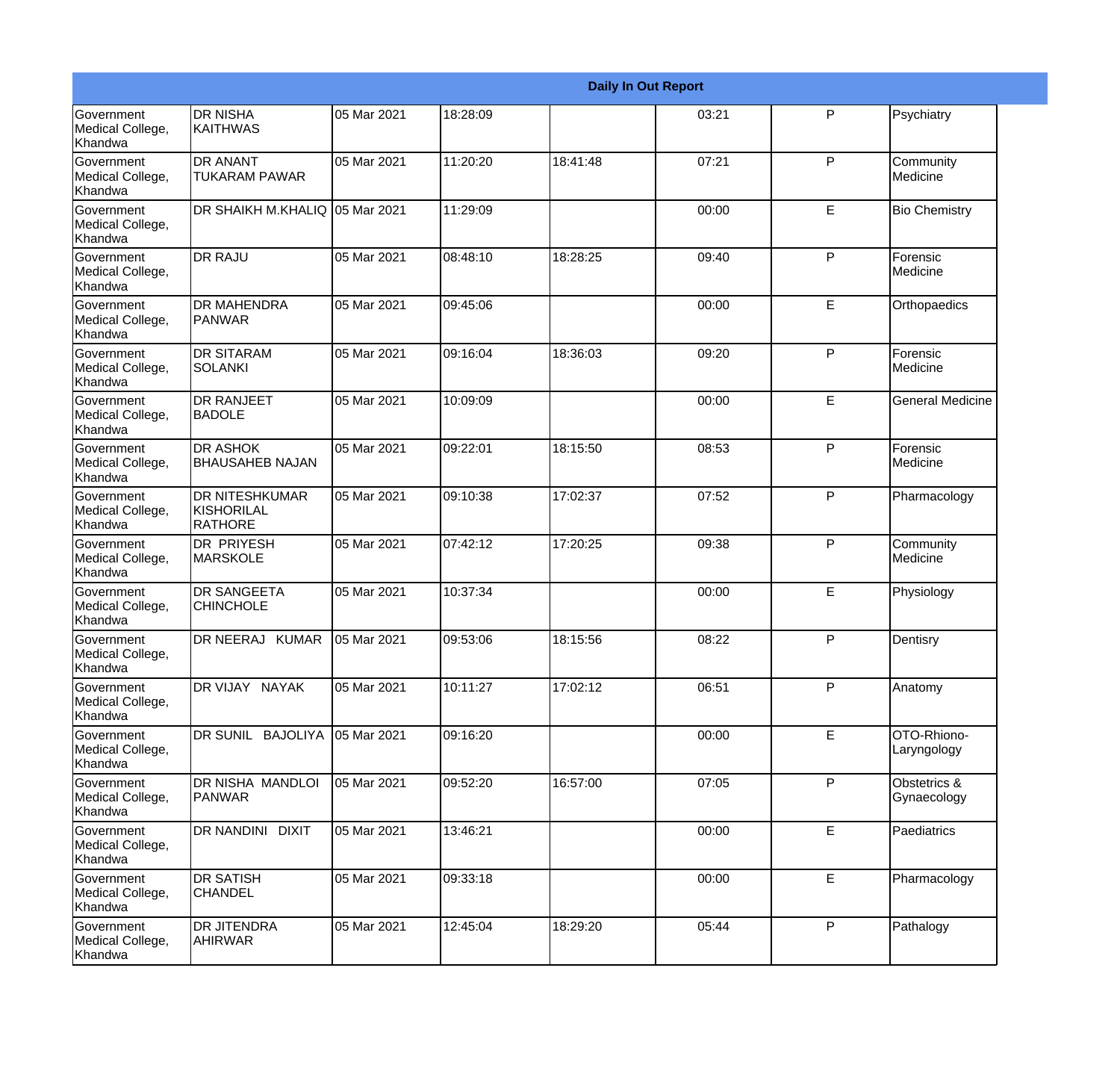| Daily In Out Report | | | | | | | |
|---|---|---|---|---|---|---|---|
| Government Medical College, Khandwa | DR NISHA KAITHWAS | 05 Mar 2021 | 18:28:09 | | 03:21 | P | Psychiatry |
| Government Medical College, Khandwa | DR ANANT TUKARAM PAWAR | 05 Mar 2021 | 11:20:20 | 18:41:48 | 07:21 | P | Community Medicine |
| Government Medical College, Khandwa | DR SHAIKH M.KHALIQ | 05 Mar 2021 | 11:29:09 | | 00:00 | E | Bio Chemistry |
| Government Medical College, Khandwa | DR RAJU | 05 Mar 2021 | 08:48:10 | 18:28:25 | 09:40 | P | Forensic Medicine |
| Government Medical College, Khandwa | DR MAHENDRA PANWAR | 05 Mar 2021 | 09:45:06 | | 00:00 | E | Orthopaedics |
| Government Medical College, Khandwa | DR SITARAM SOLANKI | 05 Mar 2021 | 09:16:04 | 18:36:03 | 09:20 | P | Forensic Medicine |
| Government Medical College, Khandwa | DR RANJEET BADOLE | 05 Mar 2021 | 10:09:09 | | 00:00 | E | General Medicine |
| Government Medical College, Khandwa | DR ASHOK BHAUSAHEB NAJAN | 05 Mar 2021 | 09:22:01 | 18:15:50 | 08:53 | P | Forensic Medicine |
| Government Medical College, Khandwa | DR NITESHKUMAR KISHORILAL RATHORE | 05 Mar 2021 | 09:10:38 | 17:02:37 | 07:52 | P | Pharmacology |
| Government Medical College, Khandwa | DR PRIYESH MARSKOLE | 05 Mar 2021 | 07:42:12 | 17:20:25 | 09:38 | P | Community Medicine |
| Government Medical College, Khandwa | DR SANGEETA CHINCHOLE | 05 Mar 2021 | 10:37:34 | | 00:00 | E | Physiology |
| Government Medical College, Khandwa | DR NEERAJ KUMAR | 05 Mar 2021 | 09:53:06 | 18:15:56 | 08:22 | P | Dentisry |
| Government Medical College, Khandwa | DR VIJAY NAYAK | 05 Mar 2021 | 10:11:27 | 17:02:12 | 06:51 | P | Anatomy |
| Government Medical College, Khandwa | DR SUNIL BAJOLIYA | 05 Mar 2021 | 09:16:20 | | 00:00 | E | OTO-Rhiono-Laryngology |
| Government Medical College, Khandwa | DR NISHA MANDLOI PANWAR | 05 Mar 2021 | 09:52:20 | 16:57:00 | 07:05 | P | Obstetrics & Gynaecology |
| Government Medical College, Khandwa | DR NANDINI DIXIT | 05 Mar 2021 | 13:46:21 | | 00:00 | E | Paediatrics |
| Government Medical College, Khandwa | DR SATISH CHANDEL | 05 Mar 2021 | 09:33:18 | | 00:00 | E | Pharmacology |
| Government Medical College, Khandwa | DR JITENDRA AHIRWAR | 05 Mar 2021 | 12:45:04 | 18:29:20 | 05:44 | P | Pathalogy |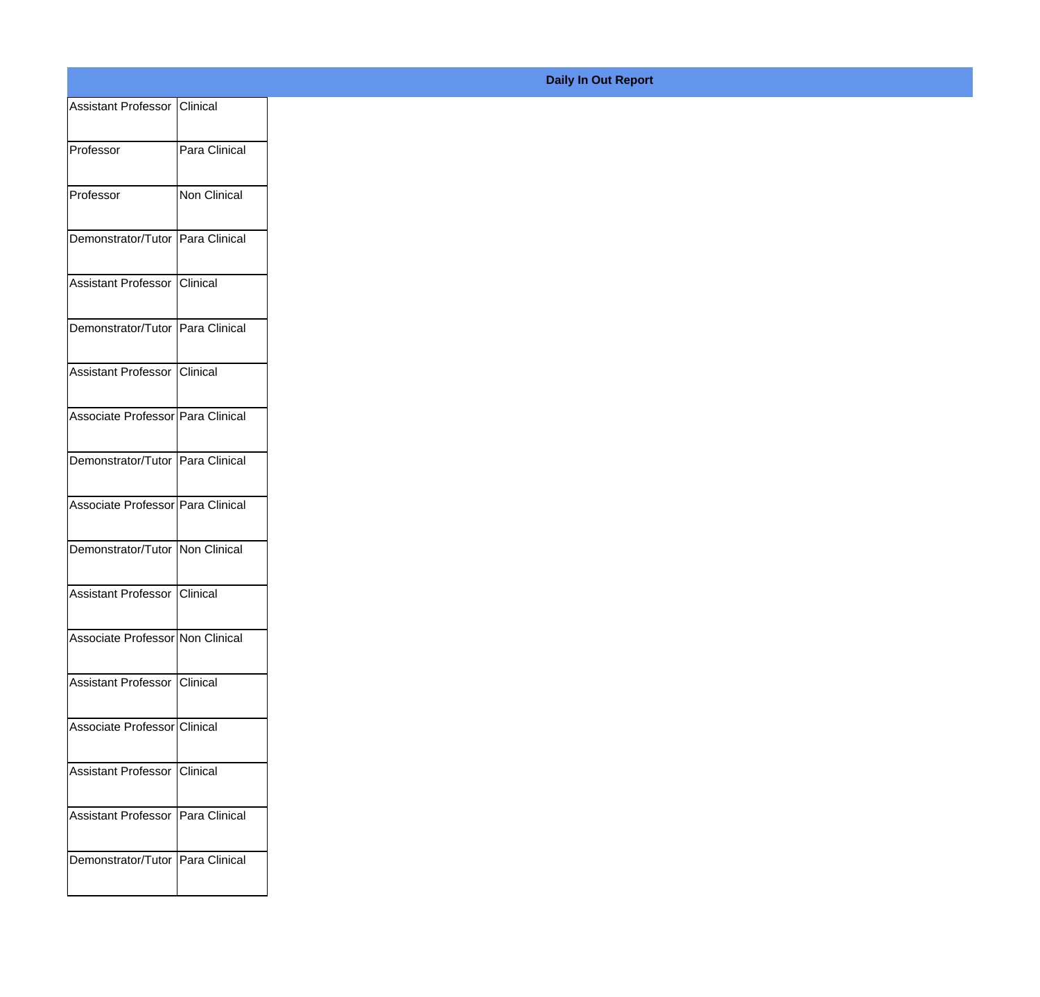**Daily In Out Report**

| | |
|---|---|
| Assistant Professor | Clinical |
| Professor | Para Clinical |
| Professor | Non Clinical |
| Demonstrator/Tutor | Para Clinical |
| Assistant Professor | Clinical |
| Demonstrator/Tutor | Para Clinical |
| Assistant Professor | Clinical |
| Associate Professor | Para Clinical |
| Demonstrator/Tutor | Para Clinical |
| Associate Professor | Para Clinical |
| Demonstrator/Tutor | Non Clinical |
| Assistant Professor | Clinical |
| Associate Professor | Non Clinical |
| Assistant Professor | Clinical |
| Associate Professor | Clinical |
| Assistant Professor | Clinical |
| Assistant Professor | Para Clinical |
| Demonstrator/Tutor | Para Clinical |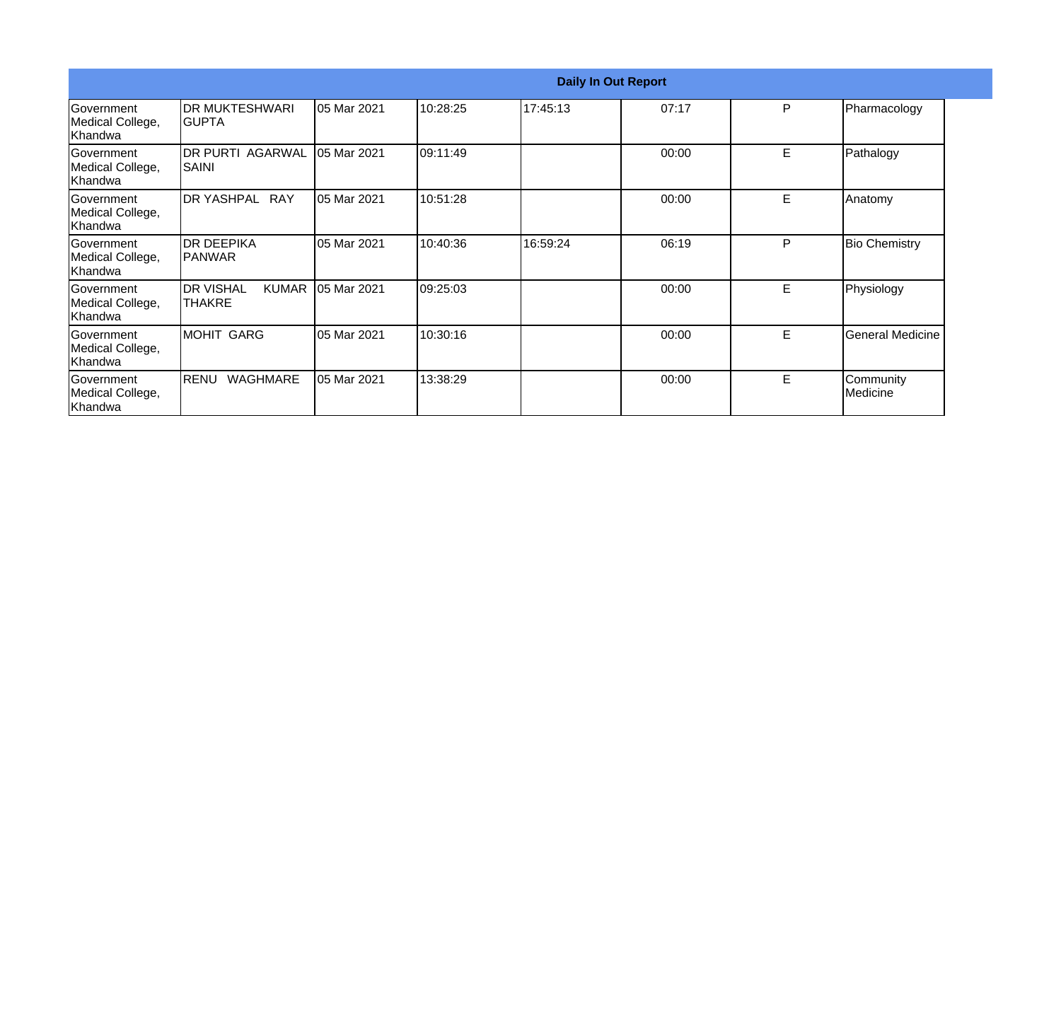| Daily In Out Report | | | | | | | |
|---|---|---|---|---|---|---|---|
| Government Medical College, Khandwa | DR MUKTESHWARI GUPTA | 05 Mar 2021 | 10:28:25 | 17:45:13 | 07:17 | P | Pharmacology |
| Government Medical College, Khandwa | DR PURTI AGARWAL SAINI | 05 Mar 2021 | 09:11:49 | | 00:00 | E | Pathalogy |
| Government Medical College, Khandwa | DR YASHPAL RAY | 05 Mar 2021 | 10:51:28 | | 00:00 | E | Anatomy |
| Government Medical College, Khandwa | DR DEEPIKA PANWAR | 05 Mar 2021 | 10:40:36 | 16:59:24 | 06:19 | P | Bio Chemistry |
| Government Medical College, Khandwa | DR VISHAL KUMAR THAKRE | 05 Mar 2021 | 09:25:03 | | 00:00 | E | Physiology |
| Government Medical College, Khandwa | MOHIT GARG | 05 Mar 2021 | 10:30:16 | | 00:00 | E | General Medicine |
| Government Medical College, Khandwa | RENU WAGHMARE | 05 Mar 2021 | 13:38:29 | | 00:00 | E | Community Medicine |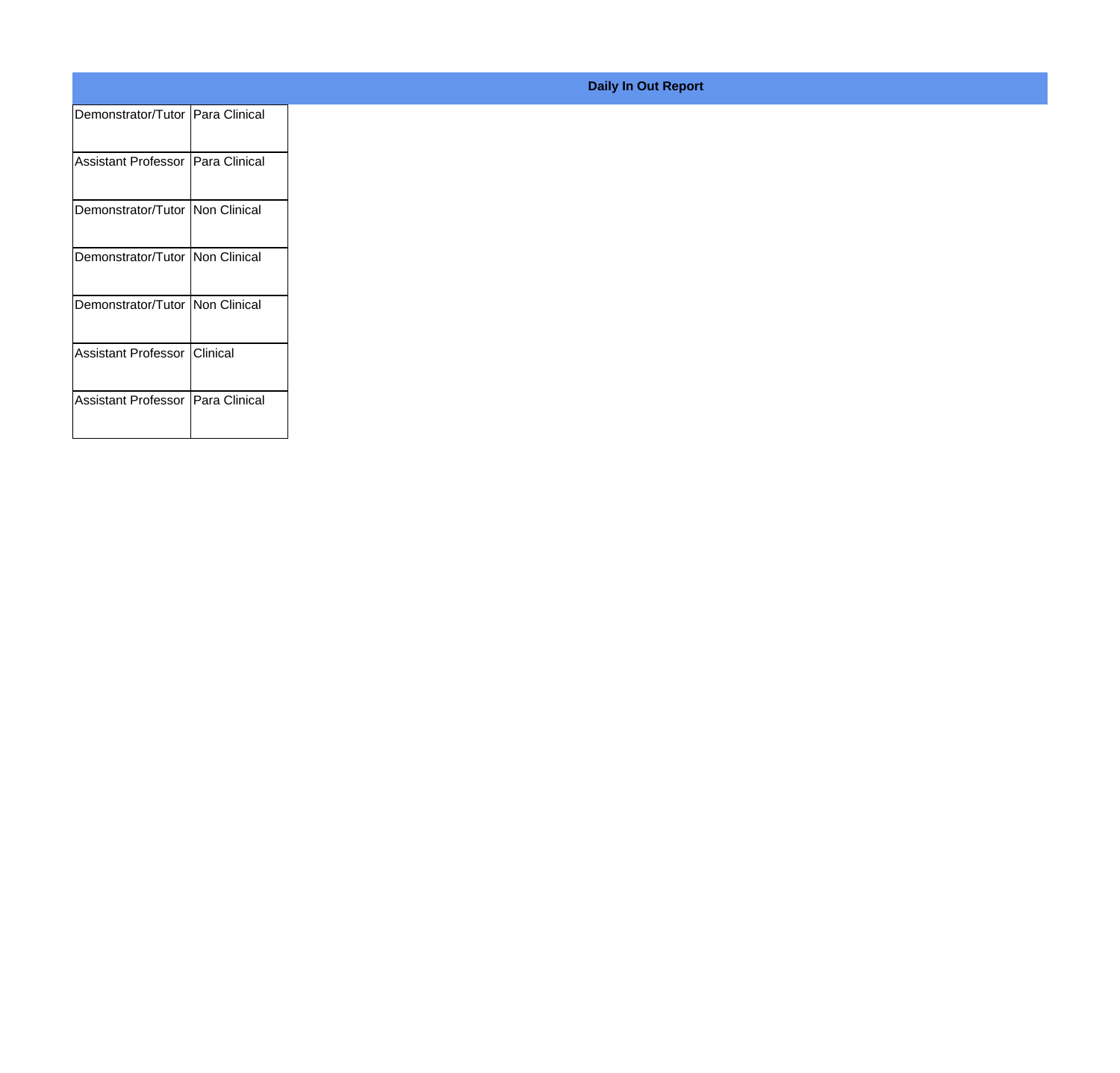**Daily In Out Report**

| | |
|---|---|
| Demonstrator/Tutor | Para Clinical |
| Assistant Professor | Para Clinical |
| Demonstrator/Tutor | Non Clinical |
| Demonstrator/Tutor | Non Clinical |
| Demonstrator/Tutor | Non Clinical |
| Assistant Professor | Clinical |
| Assistant Professor | Para Clinical |